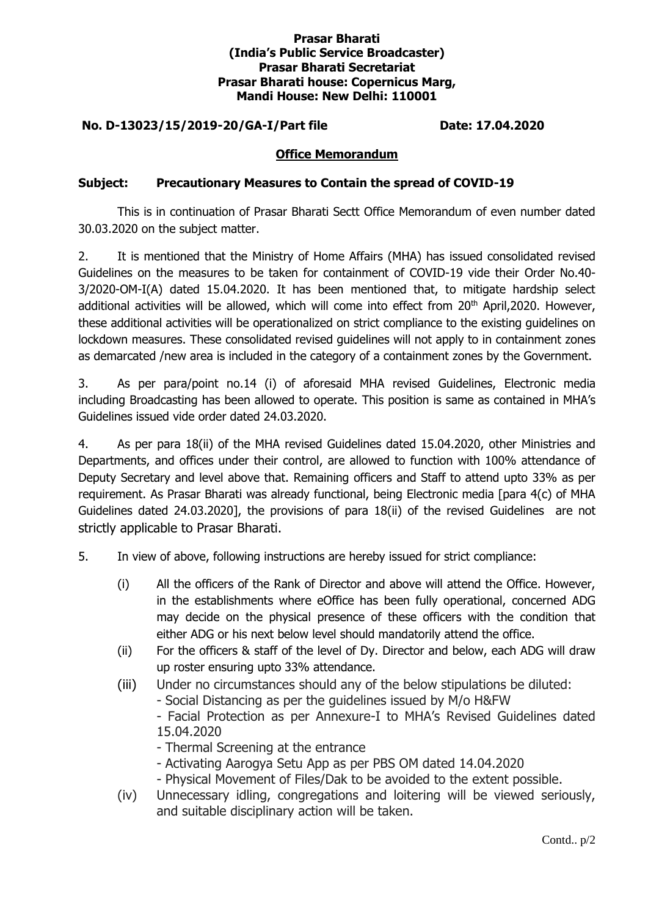**Prasar Bharati**
**(India's Public Service Broadcaster)**
**Prasar Bharati Secretariat**
**Prasar Bharati house: Copernicus Marg,**
**Mandi House: New Delhi: 110001**

**No. D-13023/15/2019-20/GA-I/Part file** **Date: 17.04.2020**

## **Office Memorandum**

**Subject: Precautionary Measures to Contain the spread of COVID-19**

This is in continuation of Prasar Bharati Sectt Office Memorandum of even number dated 30.03.2020 on the subject matter.

2. It is mentioned that the Ministry of Home Affairs (MHA) has issued consolidated revised Guidelines on the measures to be taken for containment of COVID-19 vide their Order No.40-3/2020-OM-I(A) dated 15.04.2020. It has been mentioned that, to mitigate hardship select additional activities will be allowed, which will come into effect from 20th April,2020. However, these additional activities will be operationalized on strict compliance to the existing guidelines on lockdown measures. These consolidated revised guidelines will not apply to in containment zones as demarcated /new area is included in the category of a containment zones by the Government.

3. As per para/point no.14 (i) of aforesaid MHA revised Guidelines, Electronic media including Broadcasting has been allowed to operate. This position is same as contained in MHA's Guidelines issued vide order dated 24.03.2020.

4. As per para 18(ii) of the MHA revised Guidelines dated 15.04.2020, other Ministries and Departments, and offices under their control, are allowed to function with 100% attendance of Deputy Secretary and level above that. Remaining officers and Staff to attend upto 33% as per requirement. As Prasar Bharati was already functional, being Electronic media [para 4(c) of MHA Guidelines dated 24.03.2020], the provisions of para 18(ii) of the revised Guidelines are not strictly applicable to Prasar Bharati.

5. In view of above, following instructions are hereby issued for strict compliance:

(i) All the officers of the Rank of Director and above will attend the Office. However, in the establishments where eOffice has been fully operational, concerned ADG may decide on the physical presence of these officers with the condition that either ADG or his next below level should mandatorily attend the office.

(ii) For the officers & staff of the level of Dy. Director and below, each ADG will draw up roster ensuring upto 33% attendance.

(iii) Under no circumstances should any of the below stipulations be diluted:
- Social Distancing as per the guidelines issued by M/o H&FW
- Facial Protection as per Annexure-I to MHA's Revised Guidelines dated 15.04.2020
- Thermal Screening at the entrance
- Activating Aarogya Setu App as per PBS OM dated 14.04.2020
- Physical Movement of Files/Dak to be avoided to the extent possible.

(iv) Unnecessary idling, congregations and loitering will be viewed seriously, and suitable disciplinary action will be taken.

Contd.. p/2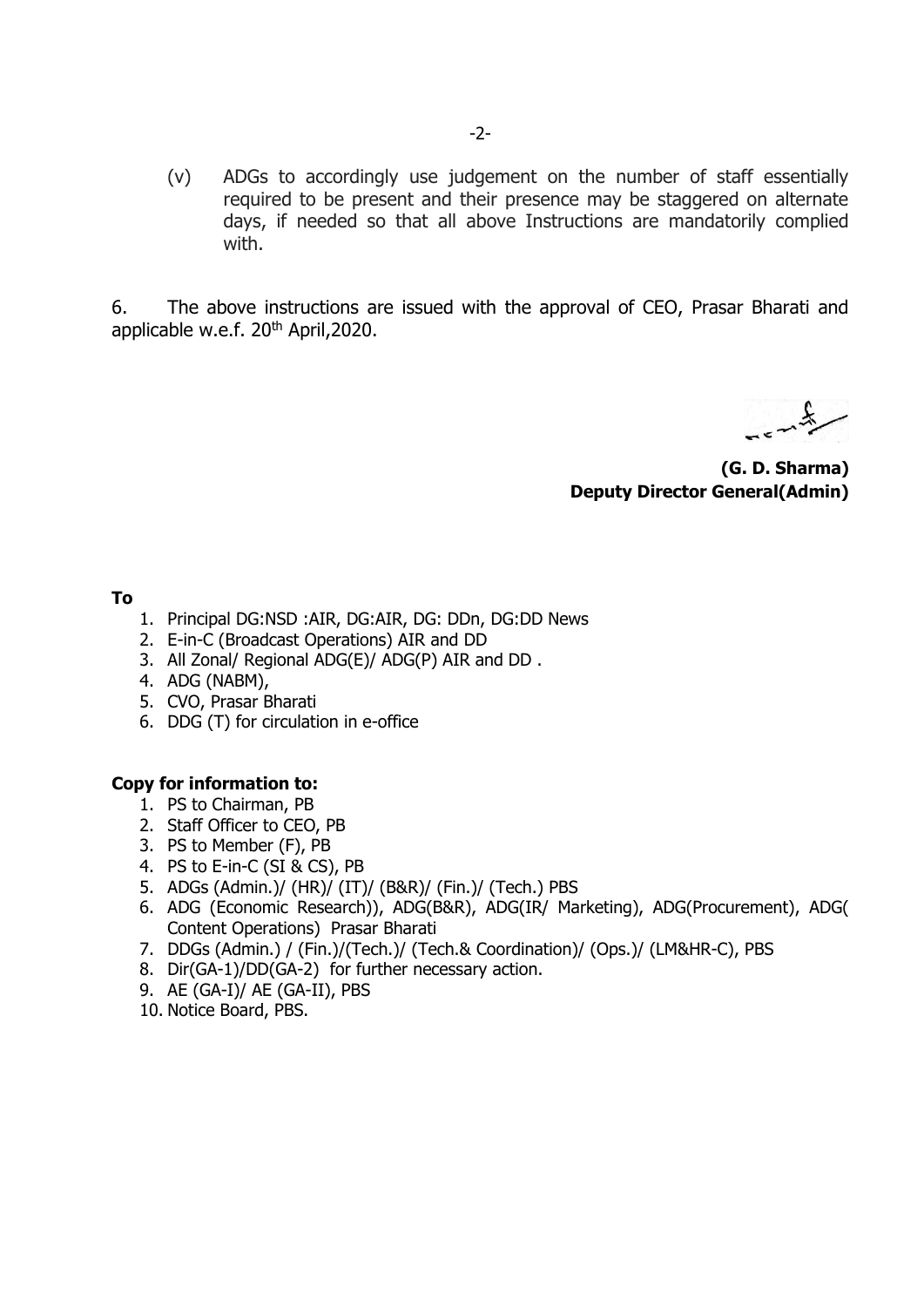(v) ADGs to accordingly use judgement on the number of staff essentially required to be present and their presence may be staggered on alternate days, if needed so that all above Instructions are mandatorily complied with.

6. The above instructions are issued with the approval of CEO, Prasar Bharati and applicable w.e.f. 20th April,2020.

**(G. D. Sharma)**
**Deputy Director General(Admin)**

**To**

1. Principal DG:NSD :AIR, DG:AIR, DG: DDn, DG:DD News
2. E-in-C (Broadcast Operations) AIR and DD
3. All Zonal/ Regional ADG(E)/ ADG(P) AIR and DD .
4. ADG (NABM),
5. CVO, Prasar Bharati
6. DDG (T) for circulation in e-office

**Copy for information to:**

1. PS to Chairman, PB
2. Staff Officer to CEO, PB
3. PS to Member (F), PB
4. PS to E-in-C (SI & CS), PB
5. ADGs (Admin.)/ (HR)/ (IT)/ (B&R)/ (Fin.)/ (Tech.) PBS
6. ADG (Economic Research)), ADG(B&R), ADG(IR/ Marketing), ADG(Procurement), ADG( Content Operations) Prasar Bharati
7. DDGs (Admin.) / (Fin.)/(Tech.)/ (Tech.& Coordination)/ (Ops.)/ (LM&HR-C), PBS
8. Dir(GA-1)/DD(GA-2) for further necessary action.
9. AE (GA-I)/ AE (GA-II), PBS
10. Notice Board, PBS.